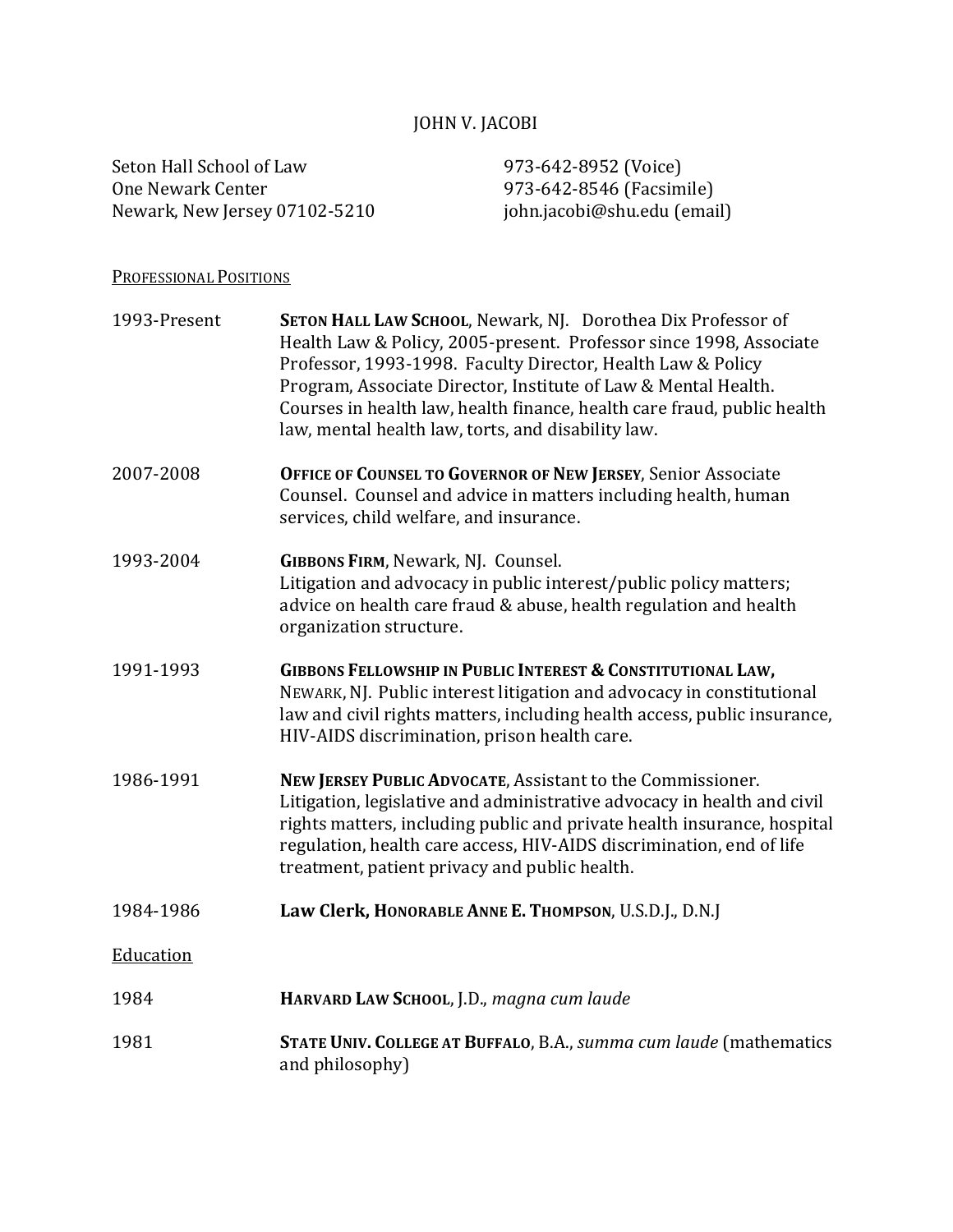# JOHN V. JACOBI

Seton Hall School of Law
One Newark Center
Newark, New Jersey 07102-5210

973-642-8952 (Voice)
973-642-8546 (Facsimile)
john.jacobi@shu.edu (email)

## PROFESSIONAL POSITIONS

**1993-Present** — **SETON HALL LAW SCHOOL**, Newark, NJ. Dorothea Dix Professor of Health Law & Policy, 2005-present. Professor since 1998, Associate Professor, 1993-1998. Faculty Director, Health Law & Policy Program, Associate Director, Institute of Law & Mental Health. Courses in health law, health finance, health care fraud, public health law, mental health law, torts, and disability law.

**2007-2008** — **OFFICE OF COUNSEL TO GOVERNOR OF NEW JERSEY**, Senior Associate Counsel. Counsel and advice in matters including health, human services, child welfare, and insurance.

**1993-2004** — **GIBBONS FIRM**, Newark, NJ. Counsel.
Litigation and advocacy in public interest/public policy matters; advice on health care fraud & abuse, health regulation and health organization structure.

**1991-1993** — **GIBBONS FELLOWSHIP IN PUBLIC INTEREST & CONSTITUTIONAL LAW,** NEWARK, NJ. Public interest litigation and advocacy in constitutional law and civil rights matters, including health access, public insurance, HIV-AIDS discrimination, prison health care.

**1986-1991** — **NEW JERSEY PUBLIC ADVOCATE**, Assistant to the Commissioner. Litigation, legislative and administrative advocacy in health and civil rights matters, including public and private health insurance, hospital regulation, health care access, HIV-AIDS discrimination, end of life treatment, patient privacy and public health.

**1984-1986** — **Law Clerk, HONORABLE ANNE E. THOMPSON**, U.S.D.J., D.N.J

## Education

**1984** — **HARVARD LAW SCHOOL**, J.D., *magna cum laude*

**1981** — **STATE UNIV. COLLEGE AT BUFFALO**, B.A., *summa cum laude* (mathematics and philosophy)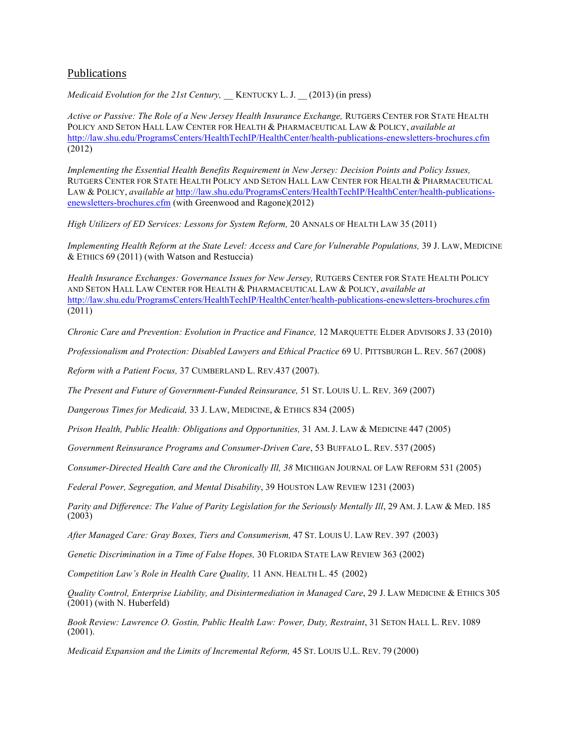## Publications

*Medicaid Evolution for the 21st Century,* __ KENTUCKY L. J. __ (2013) (in press)

*Active or Passive: The Role of a New Jersey Health Insurance Exchange,* RUTGERS CENTER FOR STATE HEALTH POLICY AND SETON HALL LAW CENTER FOR HEALTH & PHARMACEUTICAL LAW & POLICY, *available at* http://law.shu.edu/ProgramsCenters/HealthTechIP/HealthCenter/health-publications-enewsletters-brochures.cfm (2012)

*Implementing the Essential Health Benefits Requirement in New Jersey: Decision Points and Policy Issues,* RUTGERS CENTER FOR STATE HEALTH POLICY AND SETON HALL LAW CENTER FOR HEALTH & PHARMACEUTICAL LAW & POLICY, *available at* http://law.shu.edu/ProgramsCenters/HealthTechIP/HealthCenter/health-publications-enewsletters-brochures.cfm (with Greenwood and Ragone)(2012)

*High Utilizers of ED Services: Lessons for System Reform,* 20 ANNALS OF HEALTH LAW 35 (2011)

*Implementing Health Reform at the State Level: Access and Care for Vulnerable Populations,* 39 J. LAW, MEDICINE & ETHICS 69 (2011) (with Watson and Restuccia)

*Health Insurance Exchanges: Governance Issues for New Jersey,* RUTGERS CENTER FOR STATE HEALTH POLICY AND SETON HALL LAW CENTER FOR HEALTH & PHARMACEUTICAL LAW & POLICY, *available at* http://law.shu.edu/ProgramsCenters/HealthTechIP/HealthCenter/health-publications-enewsletters-brochures.cfm (2011)

*Chronic Care and Prevention: Evolution in Practice and Finance,* 12 MARQUETTE ELDER ADVISORS J. 33 (2010)

*Professionalism and Protection: Disabled Lawyers and Ethical Practice* 69 U. PITTSBURGH L. REV. 567 (2008)

*Reform with a Patient Focus,* 37 CUMBERLAND L. REV.437 (2007).

*The Present and Future of Government-Funded Reinsurance,* 51 ST. LOUIS U. L. REV. 369 (2007)

*Dangerous Times for Medicaid,* 33 J. LAW, MEDICINE, & ETHICS 834 (2005)

*Prison Health, Public Health: Obligations and Opportunities,* 31 AM. J. LAW & MEDICINE 447 (2005)

*Government Reinsurance Programs and Consumer-Driven Care*, 53 BUFFALO L. REV. 537 (2005)

*Consumer-Directed Health Care and the Chronically Ill, 38* MICHIGAN JOURNAL OF LAW REFORM 531 (2005)

*Federal Power, Segregation, and Mental Disability*, 39 HOUSTON LAW REVIEW 1231 (2003)

*Parity and Difference: The Value of Parity Legislation for the Seriously Mentally Ill*, 29 AM. J. LAW & MED. 185 (2003)

*After Managed Care: Gray Boxes, Tiers and Consumerism,* 47 ST. LOUIS U. LAW REV. 397 (2003)

*Genetic Discrimination in a Time of False Hopes,* 30 FLORIDA STATE LAW REVIEW 363 (2002)

*Competition Law's Role in Health Care Quality,* 11 ANN. HEALTH L. 45 (2002)

*Quality Control, Enterprise Liability, and Disintermediation in Managed Care*, 29 J. LAW MEDICINE & ETHICS 305 (2001) (with N. Huberfeld)

*Book Review: Lawrence O. Gostin, Public Health Law: Power, Duty, Restraint*, 31 SETON HALL L. REV. 1089 (2001).

*Medicaid Expansion and the Limits of Incremental Reform,* 45 ST. LOUIS U.L. REV. 79 (2000)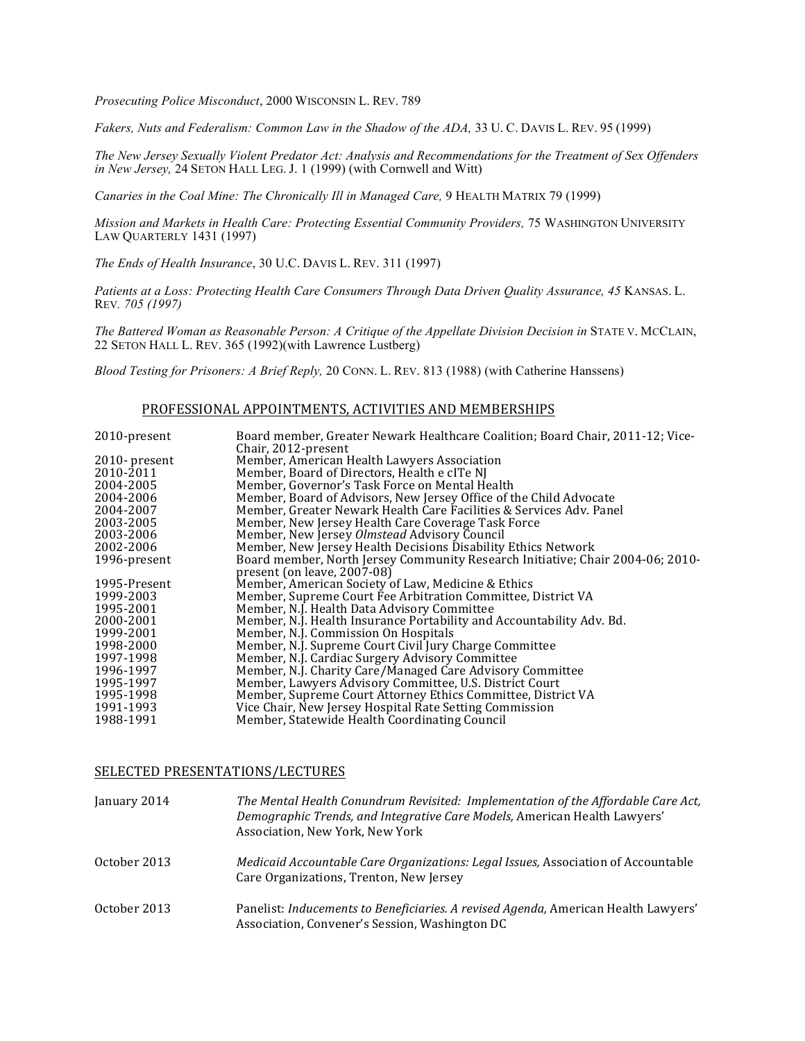*Prosecuting Police Misconduct*, 2000 WISCONSIN L. REV. 789

*Fakers, Nuts and Federalism: Common Law in the Shadow of the ADA,* 33 U. C. DAVIS L. REV. 95 (1999)

*The New Jersey Sexually Violent Predator Act: Analysis and Recommendations for the Treatment of Sex Offenders in New Jersey,* 24 SETON HALL LEG. J. 1 (1999) (with Cornwell and Witt)

*Canaries in the Coal Mine: The Chronically Ill in Managed Care,* 9 HEALTH MATRIX 79 (1999)

*Mission and Markets in Health Care: Protecting Essential Community Providers,* 75 WASHINGTON UNIVERSITY LAW QUARTERLY 1431 (1997)

*The Ends of Health Insurance*, 30 U.C. DAVIS L. REV. 311 (1997)

*Patients at a Loss: Protecting Health Care Consumers Through Data Driven Quality Assurance, 45* KANSAS. L. REV. *705 (1997)*

*The Battered Woman as Reasonable Person: A Critique of the Appellate Division Decision in* STATE V. MCCLAIN, 22 SETON HALL L. REV. 365 (1992)(with Lawrence Lustberg)

*Blood Testing for Prisoners: A Brief Reply,* 20 CONN. L. REV. 813 (1988) (with Catherine Hanssens)

## PROFESSIONAL APPOINTMENTS, ACTIVITIES AND MEMBERSHIPS

| | |
|---|---|
| 2010-present | Board member, Greater Newark Healthcare Coalition; Board Chair, 2011-12; Vice-Chair, 2012-present |
| 2010- present | Member, American Health Lawyers Association |
| 2010-2011 | Member, Board of Directors, Health e cITe NJ |
| 2004-2005 | Member, Governor's Task Force on Mental Health |
| 2004-2006 | Member, Board of Advisors, New Jersey Office of the Child Advocate |
| 2004-2007 | Member, Greater Newark Health Care Facilities & Services Adv. Panel |
| 2003-2005 | Member, New Jersey Health Care Coverage Task Force |
| 2003-2006 | Member, New Jersey *Olmstead* Advisory Council |
| 2002-2006 | Member, New Jersey Health Decisions Disability Ethics Network |
| 1996-present | Board member, North Jersey Community Research Initiative; Chair 2004-06; 2010-present (on leave, 2007-08) |
| 1995-Present | Member, American Society of Law, Medicine & Ethics |
| 1999-2003 | Member, Supreme Court Fee Arbitration Committee, District VA |
| 1995-2001 | Member, N.J. Health Data Advisory Committee |
| 2000-2001 | Member, N.J. Health Insurance Portability and Accountability Adv. Bd. |
| 1999-2001 | Member, N.J. Commission On Hospitals |
| 1998-2000 | Member, N.J. Supreme Court Civil Jury Charge Committee |
| 1997-1998 | Member, N.J. Cardiac Surgery Advisory Committee |
| 1996-1997 | Member, N.J. Charity Care/Managed Care Advisory Committee |
| 1995-1997 | Member, Lawyers Advisory Committee, U.S. District Court |
| 1995-1998 | Member, Supreme Court Attorney Ethics Committee, District VA |
| 1991-1993 | Vice Chair, New Jersey Hospital Rate Setting Commission |
| 1988-1991 | Member, Statewide Health Coordinating Council |

## SELECTED PRESENTATIONS/LECTURES

| | |
|---|---|
| January 2014 | *The Mental Health Conundrum Revisited: Implementation of the Affordable Care Act, Demographic Trends, and Integrative Care Models,* American Health Lawyers' Association, New York, New York |
| October 2013 | *Medicaid Accountable Care Organizations: Legal Issues,* Association of Accountable Care Organizations, Trenton, New Jersey |
| October 2013 | Panelist: *Inducements to Beneficiaries. A revised Agenda,* American Health Lawyers' Association, Convener's Session, Washington DC |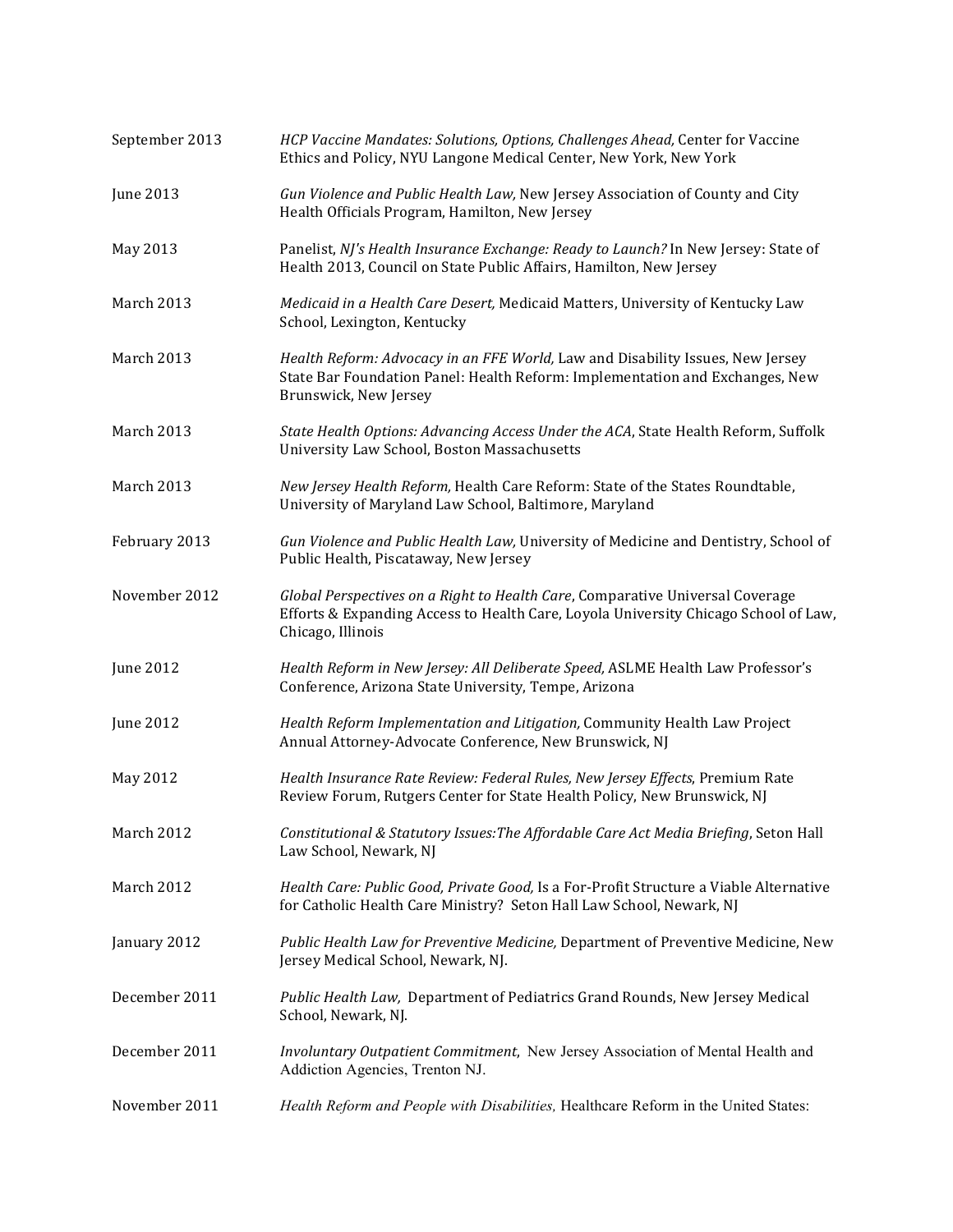| | |
|---|---|
| September 2013 | *HCP Vaccine Mandates: Solutions, Options, Challenges Ahead,* Center for Vaccine Ethics and Policy, NYU Langone Medical Center, New York, New York |
| June 2013 | *Gun Violence and Public Health Law,* New Jersey Association of County and City Health Officials Program, Hamilton, New Jersey |
| May 2013 | Panelist, *NJ's Health Insurance Exchange: Ready to Launch?* In New Jersey: State of Health 2013, Council on State Public Affairs, Hamilton, New Jersey |
| March 2013 | *Medicaid in a Health Care Desert,* Medicaid Matters, University of Kentucky Law School, Lexington, Kentucky |
| March 2013 | *Health Reform: Advocacy in an FFE World,* Law and Disability Issues, New Jersey State Bar Foundation Panel: Health Reform: Implementation and Exchanges, New Brunswick, New Jersey |
| March 2013 | *State Health Options: Advancing Access Under the ACA*, State Health Reform, Suffolk University Law School, Boston Massachusetts |
| March 2013 | *New Jersey Health Reform,* Health Care Reform: State of the States Roundtable, University of Maryland Law School, Baltimore, Maryland |
| February 2013 | *Gun Violence and Public Health Law,* University of Medicine and Dentistry, School of Public Health, Piscataway, New Jersey |
| November 2012 | *Global Perspectives on a Right to Health Care*, Comparative Universal Coverage Efforts & Expanding Access to Health Care, Loyola University Chicago School of Law, Chicago, Illinois |
| June 2012 | *Health Reform in New Jersey: All Deliberate Speed,* ASLME Health Law Professor's Conference, Arizona State University, Tempe, Arizona |
| June 2012 | *Health Reform Implementation and Litigation,* Community Health Law Project Annual Attorney-Advocate Conference, New Brunswick, NJ |
| May 2012 | *Health Insurance Rate Review: Federal Rules, New Jersey Effects*, Premium Rate Review Forum, Rutgers Center for State Health Policy, New Brunswick, NJ |
| March 2012 | *Constitutional & Statutory Issues:The Affordable Care Act Media Briefing*, Seton Hall Law School, Newark, NJ |
| March 2012 | *Health Care: Public Good, Private Good,* Is a For-Profit Structure a Viable Alternative for Catholic Health Care Ministry? Seton Hall Law School, Newark, NJ |
| January 2012 | *Public Health Law for Preventive Medicine,* Department of Preventive Medicine, New Jersey Medical School, Newark, NJ. |
| December 2011 | *Public Health Law,* Department of Pediatrics Grand Rounds, New Jersey Medical School, Newark, NJ. |
| December 2011 | *Involuntary Outpatient Commitment*, New Jersey Association of Mental Health and Addiction Agencies, Trenton NJ. |
| November 2011 | *Health Reform and People with Disabilities,* Healthcare Reform in the United States: |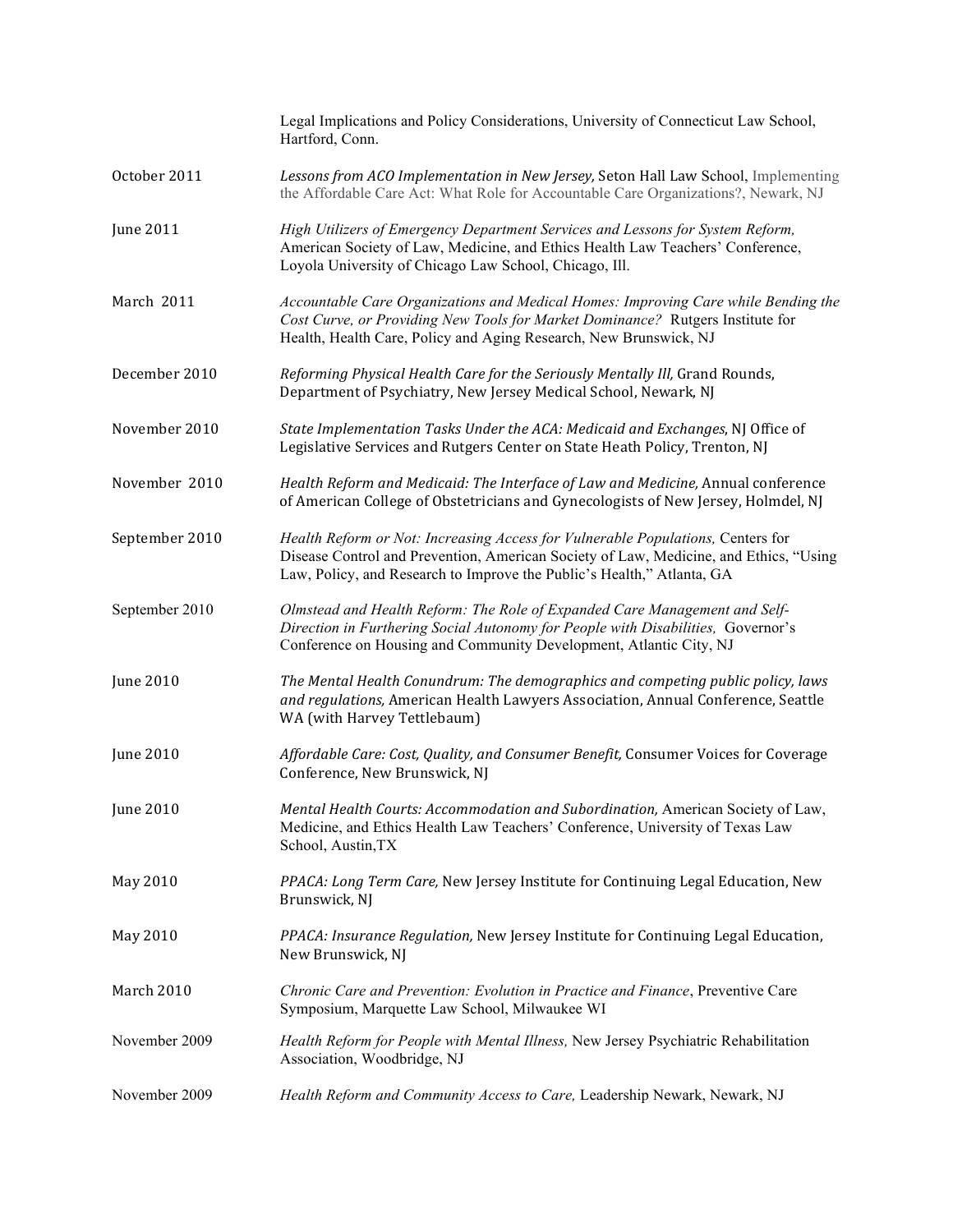| | |
|---|---|
| | Legal Implications and Policy Considerations, University of Connecticut Law School, Hartford, Conn. |
| October 2011 | *Lessons from ACO Implementation in New Jersey,* Seton Hall Law School, Implementing the Affordable Care Act: What Role for Accountable Care Organizations?, Newark, NJ |
| June 2011 | *High Utilizers of Emergency Department Services and Lessons for System Reform,* American Society of Law, Medicine, and Ethics Health Law Teachers' Conference, Loyola University of Chicago Law School, Chicago, Ill. |
| March 2011 | *Accountable Care Organizations and Medical Homes: Improving Care while Bending the Cost Curve, or Providing New Tools for Market Dominance?* Rutgers Institute for Health, Health Care, Policy and Aging Research, New Brunswick, NJ |
| December 2010 | *Reforming Physical Health Care for the Seriously Mentally Ill,* Grand Rounds, Department of Psychiatry, New Jersey Medical School, Newark, NJ |
| November 2010 | *State Implementation Tasks Under the ACA: Medicaid and Exchanges*, NJ Office of Legislative Services and Rutgers Center on State Heath Policy, Trenton, NJ |
| November 2010 | *Health Reform and Medicaid: The Interface of Law and Medicine,* Annual conference of American College of Obstetricians and Gynecologists of New Jersey, Holmdel, NJ |
| September 2010 | *Health Reform or Not: Increasing Access for Vulnerable Populations,* Centers for Disease Control and Prevention, American Society of Law, Medicine, and Ethics, "Using Law, Policy, and Research to Improve the Public's Health," Atlanta, GA |
| September 2010 | *Olmstead and Health Reform: The Role of Expanded Care Management and Self-Direction in Furthering Social Autonomy for People with Disabilities,* Governor's Conference on Housing and Community Development, Atlantic City, NJ |
| June 2010 | *The Mental Health Conundrum: The demographics and competing public policy, laws and regulations,* American Health Lawyers Association, Annual Conference, Seattle WA (with Harvey Tettlebaum) |
| June 2010 | *Affordable Care: Cost, Quality, and Consumer Benefit,* Consumer Voices for Coverage Conference, New Brunswick, NJ |
| June 2010 | *Mental Health Courts: Accommodation and Subordination,* American Society of Law, Medicine, and Ethics Health Law Teachers' Conference, University of Texas Law School, Austin,TX |
| May 2010 | *PPACA: Long Term Care,* New Jersey Institute for Continuing Legal Education, New Brunswick, NJ |
| May 2010 | *PPACA: Insurance Regulation,* New Jersey Institute for Continuing Legal Education, New Brunswick, NJ |
| March 2010 | *Chronic Care and Prevention: Evolution in Practice and Finance*, Preventive Care Symposium, Marquette Law School, Milwaukee WI |
| November 2009 | *Health Reform for People with Mental Illness,* New Jersey Psychiatric Rehabilitation Association, Woodbridge, NJ |
| November 2009 | *Health Reform and Community Access to Care,* Leadership Newark, Newark, NJ |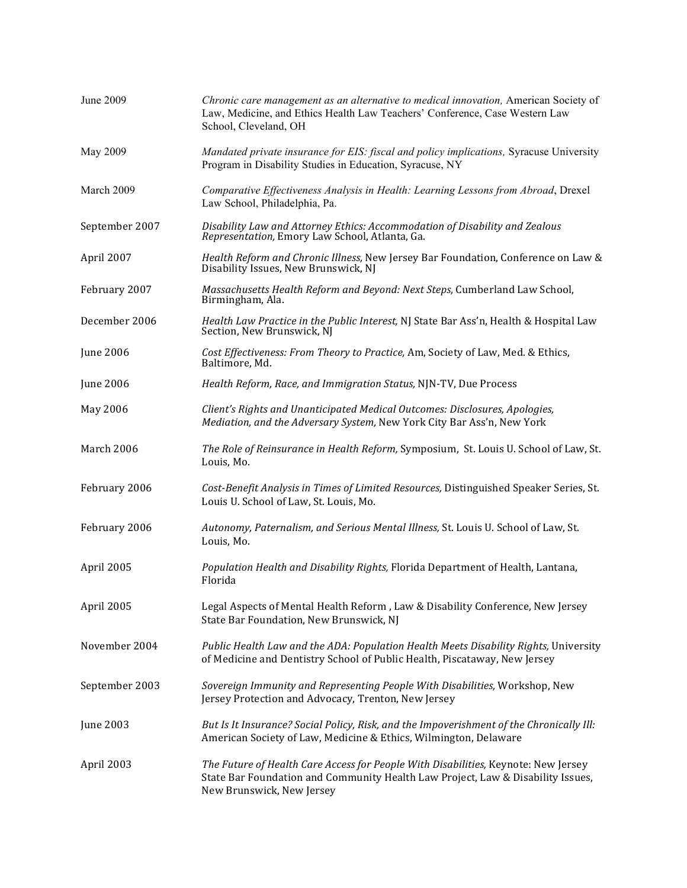| | |
|---|---|
| June 2009 | *Chronic care management as an alternative to medical innovation,* American Society of Law, Medicine, and Ethics Health Law Teachers' Conference, Case Western Law School, Cleveland, OH |
| May 2009 | *Mandated private insurance for EIS: fiscal and policy implications,* Syracuse University Program in Disability Studies in Education, Syracuse, NY |
| March 2009 | *Comparative Effectiveness Analysis in Health: Learning Lessons from Abroad*, Drexel Law School, Philadelphia, Pa. |
| September 2007 | *Disability Law and Attorney Ethics: Accommodation of Disability and Zealous Representation,* Emory Law School, Atlanta, Ga. |
| April 2007 | *Health Reform and Chronic Illness,* New Jersey Bar Foundation, Conference on Law & Disability Issues, New Brunswick, NJ |
| February 2007 | *Massachusetts Health Reform and Beyond: Next Steps,* Cumberland Law School, Birmingham, Ala. |
| December 2006 | *Health Law Practice in the Public Interest,* NJ State Bar Ass'n, Health & Hospital Law Section, New Brunswick, NJ |
| June 2006 | *Cost Effectiveness: From Theory to Practice,* Am, Society of Law, Med. & Ethics, Baltimore, Md. |
| June 2006 | *Health Reform, Race, and Immigration Status,* NJN-TV, Due Process |
| May 2006 | *Client's Rights and Unanticipated Medical Outcomes: Disclosures, Apologies, Mediation, and the Adversary System,* New York City Bar Ass'n, New York |
| March 2006 | *The Role of Reinsurance in Health Reform,* Symposium, St. Louis U. School of Law, St. Louis, Mo. |
| February 2006 | *Cost-Benefit Analysis in Times of Limited Resources,* Distinguished Speaker Series, St. Louis U. School of Law, St. Louis, Mo. |
| February 2006 | *Autonomy, Paternalism, and Serious Mental Illness,* St. Louis U. School of Law, St. Louis, Mo. |
| April 2005 | *Population Health and Disability Rights,* Florida Department of Health, Lantana, Florida |
| April 2005 | Legal Aspects of Mental Health Reform , Law & Disability Conference, New Jersey State Bar Foundation, New Brunswick, NJ |
| November 2004 | *Public Health Law and the ADA: Population Health Meets Disability Rights,* University of Medicine and Dentistry School of Public Health, Piscataway, New Jersey |
| September 2003 | *Sovereign Immunity and Representing People With Disabilities,* Workshop, New Jersey Protection and Advocacy, Trenton, New Jersey |
| June 2003 | *But Is It Insurance? Social Policy, Risk, and the Impoverishment of the Chronically Ill:* American Society of Law, Medicine & Ethics, Wilmington, Delaware |
| April 2003 | *The Future of Health Care Access for People With Disabilities,* Keynote: New Jersey State Bar Foundation and Community Health Law Project, Law & Disability Issues, New Brunswick, New Jersey |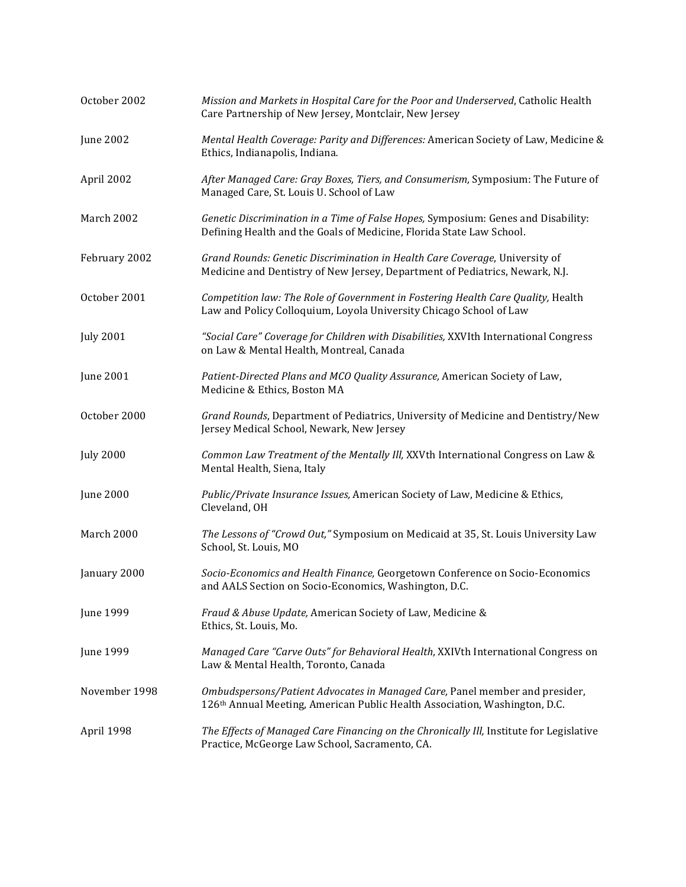| | |
|---|---|
| October 2002 | *Mission and Markets in Hospital Care for the Poor and Underserved*, Catholic Health Care Partnership of New Jersey, Montclair, New Jersey |
| June 2002 | *Mental Health Coverage: Parity and Differences:* American Society of Law, Medicine & Ethics, Indianapolis, Indiana. |
| April 2002 | *After Managed Care: Gray Boxes, Tiers, and Consumerism,* Symposium: The Future of Managed Care, St. Louis U. School of Law |
| March 2002 | *Genetic Discrimination in a Time of False Hopes,* Symposium: Genes and Disability: Defining Health and the Goals of Medicine, Florida State Law School. |
| February 2002 | *Grand Rounds: Genetic Discrimination in Health Care Coverage*, University of Medicine and Dentistry of New Jersey, Department of Pediatrics, Newark, N.J. |
| October 2001 | *Competition law: The Role of Government in Fostering Health Care Quality,* Health Law and Policy Colloquium, Loyola University Chicago School of Law |
| July 2001 | *"Social Care" Coverage for Children with Disabilities,* XXVIth International Congress on Law & Mental Health, Montreal, Canada |
| June 2001 | *Patient-Directed Plans and MCO Quality Assurance,* American Society of Law, Medicine & Ethics, Boston MA |
| October 2000 | *Grand Rounds*, Department of Pediatrics, University of Medicine and Dentistry/New Jersey Medical School, Newark, New Jersey |
| July 2000 | *Common Law Treatment of the Mentally Ill,* XXVth International Congress on Law & Mental Health, Siena, Italy |
| June 2000 | *Public/Private Insurance Issues,* American Society of Law, Medicine & Ethics, Cleveland, OH |
| March 2000 | *The Lessons of "Crowd Out,"* Symposium on Medicaid at 35, St. Louis University Law School, St. Louis, MO |
| January 2000 | *Socio-Economics and Health Finance,* Georgetown Conference on Socio-Economics and AALS Section on Socio-Economics, Washington, D.C. |
| June 1999 | *Fraud & Abuse Update,* American Society of Law, Medicine & Ethics, St. Louis, Mo. |
| June 1999 | *Managed Care "Carve Outs" for Behavioral Health*, XXIVth International Congress on Law & Mental Health, Toronto, Canada |
| November 1998 | *Ombudspersons/Patient Advocates in Managed Care,* Panel member and presider, 126th Annual Meeting, American Public Health Association, Washington, D.C. |
| April 1998 | *The Effects of Managed Care Financing on the Chronically Ill,* Institute for Legislative Practice, McGeorge Law School, Sacramento, CA. |